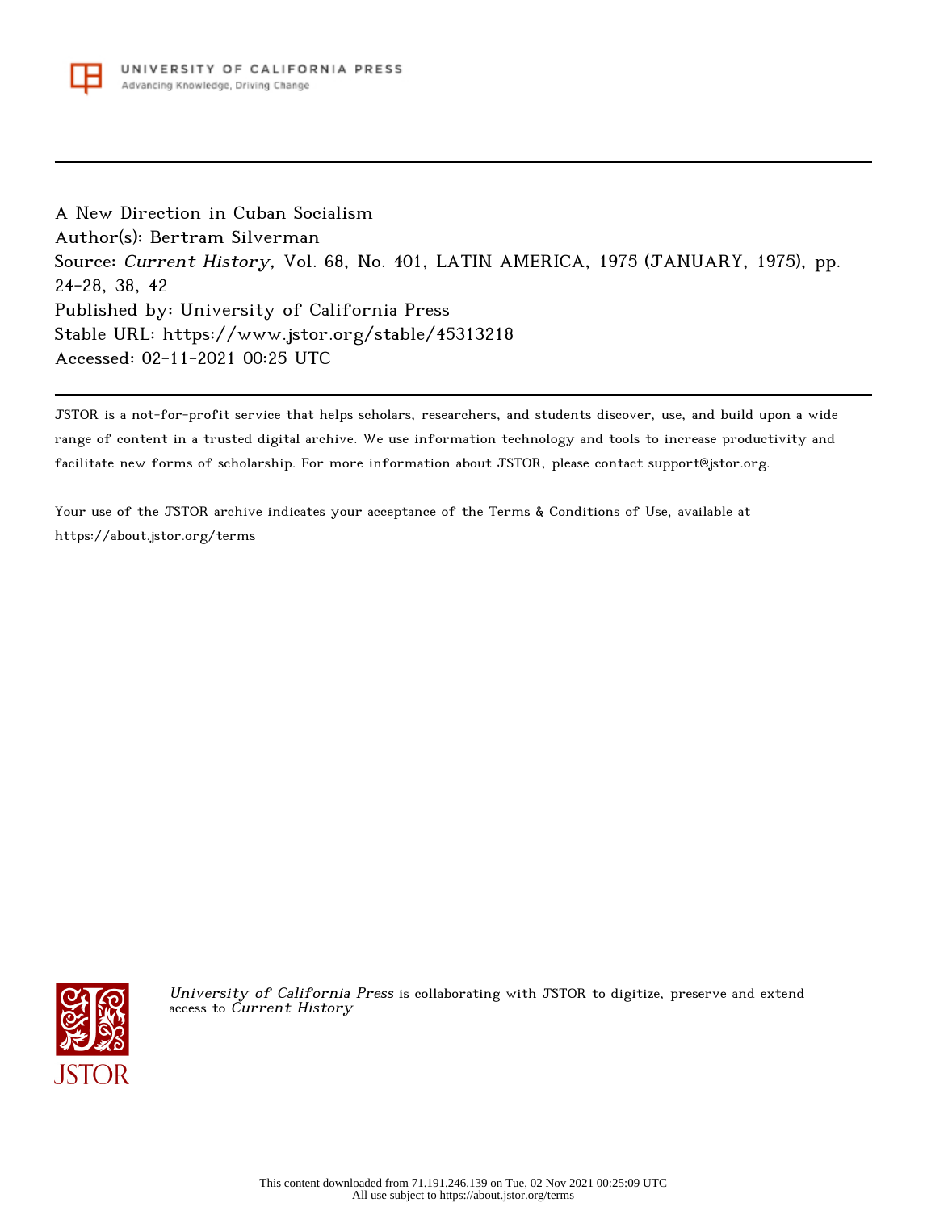A New Direction in Cuban Socialism
Author(s): Bertram Silverman
Source: *Current History*, Vol. 68, No. 401, LATIN AMERICA, 1975 (JANUARY, 1975), pp. 24-28, 38, 42
Published by: University of California Press
Stable URL: https://www.jstor.org/stable/45313218
Accessed: 02-11-2021 00:25 UTC

---

JSTOR is a not-for-profit service that helps scholars, researchers, and students discover, use, and build upon a wide range of content in a trusted digital archive. We use information technology and tools to increase productivity and facilitate new forms of scholarship. For more information about JSTOR, please contact support@jstor.org.

Your use of the JSTOR archive indicates your acceptance of the Terms & Conditions of Use, available at https://about.jstor.org/terms

*University of California Press* is collaborating with JSTOR to digitize, preserve and extend access to *Current History*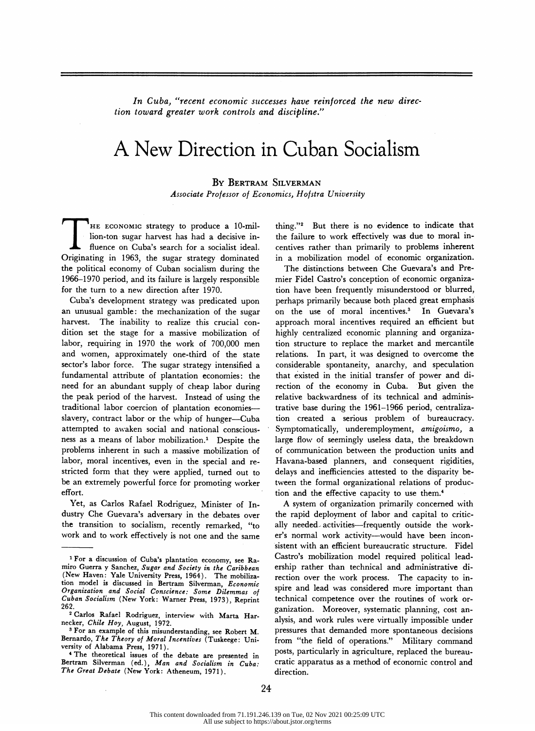*In Cuba, "recent economic successes have reinforced the new direction toward greater work controls and discipline."*

# A New Direction in Cuban Socialism

By Bertram Silverman

*Associate Professor of Economics, Hofstra University*

The economic strategy to produce a 10-million-ton sugar harvest has had a decisive influence on Cuba's search for a socialist ideal. Originating in 1963, the sugar strategy dominated the political economy of Cuban socialism during the 1966–1970 period, and its failure is largely responsible for the turn to a new direction after 1970.

Cuba's development strategy was predicated upon an unusual gamble: the mechanization of the sugar harvest. The inability to realize this crucial condition set the stage for a massive mobilization of labor, requiring in 1970 the work of 700,000 men and women, approximately one-third of the state sector's labor force. The sugar strategy intensified a fundamental attribute of plantation economies: the need for an abundant supply of cheap labor during the peak period of the harvest. Instead of using the traditional labor coercion of plantation economies—slavery, contract labor or the whip of hunger—Cuba attempted to awaken social and national consciousness as a means of labor mobilization.[1] Despite the problems inherent in such a massive mobilization of labor, moral incentives, even in the special and restricted form that they were applied, turned out to be an extremely powerful force for promoting worker effort.

Yet, as Carlos Rafael Rodriguez, Minister of Industry Che Guevara's adversary in the debates over the transition to socialism, recently remarked, "to work and to work effectively is not one and the same thing."[2] But there is no evidence to indicate that the failure to work effectively was due to moral incentives rather than primarily to problems inherent in a mobilization model of economic organization.

The distinctions between Che Guevara's and Premier Fidel Castro's conception of economic organization have been frequently misunderstood or blurred, perhaps primarily because both placed great emphasis on the use of moral incentives.[3] In Guevara's approach moral incentives required an efficient but highly centralized economic planning and organization structure to replace the market and mercantile relations. In part, it was designed to overcome the considerable spontaneity, anarchy, and speculation that existed in the initial transfer of power and direction of the economy in Cuba. But given the relative backwardness of its technical and administrative base during the 1961–1966 period, centralization created a serious problem of bureaucracy. Symptomatically, underemployment, *amigoismo,* a large flow of seemingly useless data, the breakdown of communication between the production units and Havana-based planners, and consequent rigidities, delays and inefficiencies attested to the disparity between the formal organizational relations of production and the effective capacity to use them.[4]

A system of organization primarily concerned with the rapid deployment of labor and capital to critically needed activities—frequently outside the worker's normal work activity—would have been inconsistent with an efficient bureaucratic structure. Fidel Castro's mobilization model required political leadership rather than technical and administrative direction over the work process. The capacity to inspire and lead was considered more important than technical competence over the routines of work organization. Moreover, systematic planning, cost analysis, and work rules were virtually impossible under pressures that demanded more spontaneous decisions from "the field of operations." Military command posts, particularly in agriculture, replaced the bureaucratic apparatus as a method of economic control and direction.

---

[1] For a discussion of Cuba's plantation economy, see Ramiro Guerra y Sanchez, *Sugar and Society in the Caribbean* (New Haven: Yale University Press, 1964). The mobilization model is discussed in Bertram Silverman, *Economic Organization and Social Conscience: Some Dilemmas of Cuban Socialism* (New York: Warner Press, 1973), Reprint 262.

[2] Carlos Rafael Rodriguez, interview with Marta Harnecker, *Chile Hoy,* August, 1972.

[3] For an example of this misunderstanding, see Robert M. Bernardo, *The Theory of Moral Incentives* (Tuskeege: University of Alabama Press, 1971).

[4] The theoretical issues of the debate are presented in Bertram Silverman (ed.), *Man and Socialism in Cuba: The Great Debate* (New York: Atheneum, 1971).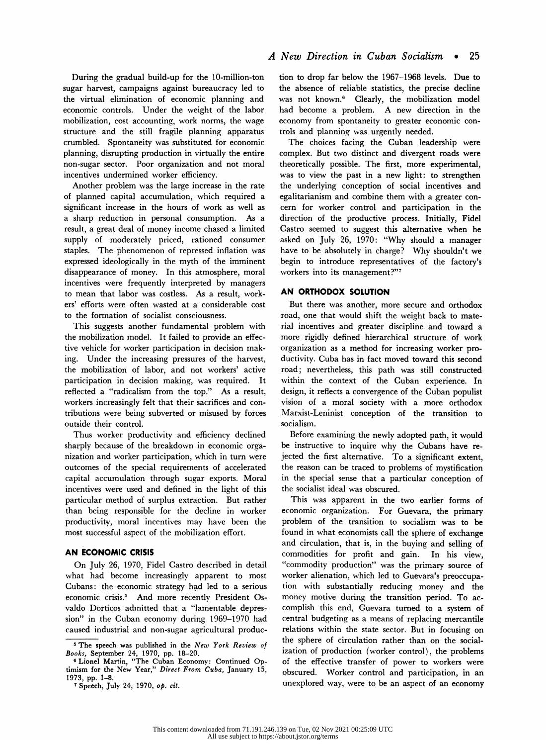During the gradual build-up for the 10-million-ton sugar harvest, campaigns against bureaucracy led to the virtual elimination of economic planning and economic controls. Under the weight of the labor mobilization, cost accounting, work norms, the wage structure and the still fragile planning apparatus crumbled. Spontaneity was substituted for economic planning, disrupting production in virtually the entire non-sugar sector. Poor organization and not moral incentives undermined worker efficiency.

Another problem was the large increase in the rate of planned capital accumulation, which required a significant increase in the hours of work as well as a sharp reduction in personal consumption. As a result, a great deal of money income chased a limited supply of moderately priced, rationed consumer staples. The phenomenon of repressed inflation was expressed ideologically in the myth of the imminent disappearance of money. In this atmosphere, moral incentives were frequently interpreted by managers to mean that labor was costless. As a result, workers' efforts were often wasted at a considerable cost to the formation of socialist consciousness.

This suggests another fundamental problem with the mobilization model. It failed to provide an effective vehicle for worker participation in decision making. Under the increasing pressures of the harvest, the mobilization of labor, and not workers' active participation in decision making, was required. It reflected a "radicalism from the top." As a result, workers increasingly felt that their sacrifices and contributions were being subverted or misused by forces outside their control.

Thus worker productivity and efficiency declined sharply because of the breakdown in economic organization and worker participation, which in turn were outcomes of the special requirements of accelerated capital accumulation through sugar exports. Moral incentives were used and defined in the light of this particular method of surplus extraction. But rather than being responsible for the decline in worker productivity, moral incentives may have been the most successful aspect of the mobilization effort.

## AN ECONOMIC CRISIS

On July 26, 1970, Fidel Castro described in detail what had become increasingly apparent to most Cubans: the economic strategy had led to a serious economic crisis.[5] And more recently President Osvaldo Dorticos admitted that a "lamentable depression" in the Cuban economy during 1969–1970 had caused industrial and non-sugar agricultural production to drop far below the 1967–1968 levels. Due to the absence of reliable statistics, the precise decline was not known.[6] Clearly, the mobilization model had become a problem. A new direction in the economy from spontaneity to greater economic controls and planning was urgently needed.

The choices facing the Cuban leadership were complex. But two distinct and divergent roads were theoretically possible. The first, more experimental, was to view the past in a new light: to strengthen the underlying conception of social incentives and egalitarianism and combine them with a greater concern for worker control and participation in the direction of the productive process. Initially, Fidel Castro seemed to suggest this alternative when he asked on July 26, 1970: "Why should a manager have to be absolutely in charge? Why shouldn't we begin to introduce representatives of the factory's workers into its management?"[7]

## AN ORTHODOX SOLUTION

But there was another, more secure and orthodox road, one that would shift the weight back to material incentives and greater discipline and toward a more rigidly defined hierarchical structure of work organization as a method for increasing worker productivity. Cuba has in fact moved toward this second road; nevertheless, this path was still constructed within the context of the Cuban experience. In design, it reflects a convergence of the Cuban populist vision of a moral society with a more orthodox Marxist-Leninist conception of the transition to socialism.

Before examining the newly adopted path, it would be instructive to inquire why the Cubans have rejected the first alternative. To a significant extent, the reason can be traced to problems of mystification in the special sense that a particular conception of the socialist ideal was obscured.

This was apparent in the two earlier forms of economic organization. For Guevara, the primary problem of the transition to socialism was to be found in what economists call the sphere of exchange and circulation, that is, in the buying and selling of commodities for profit and gain. In his view, "commodity production" was the primary source of worker alienation, which led to Guevara's preoccupation with substantially reducing money and the money motive during the transition period. To accomplish this end, Guevara turned to a system of central budgeting as a means of replacing mercantile relations within the state sector. But in focusing on the sphere of circulation rather than on the socialization of production (worker control), the problems of the effective transfer of power to workers were obscured. Worker control and participation, in an unexplored way, were to be an aspect of an economy

---

[5] The speech was published in the *New York Review of Books*, September 24, 1970, pp. 18–20.

[6] Lionel Martin, "The Cuban Economy: Continued Optimism for the New Year," *Direct From Cuba*, January 15, 1973, pp. 1–8.

[7] Speech, July 24, 1970, *op. cit.*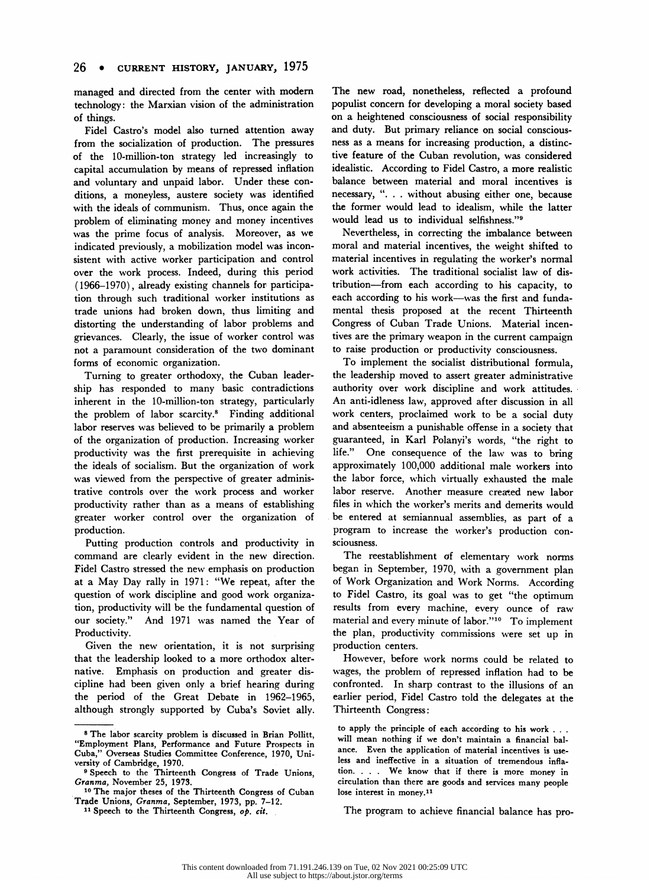managed and directed from the center with modern technology: the Marxian vision of the administration of things.

Fidel Castro's model also turned attention away from the socialization of production. The pressures of the 10-million-ton strategy led increasingly to capital accumulation by means of repressed inflation and voluntary and unpaid labor. Under these conditions, a moneyless, austere society was identified with the ideals of communism. Thus, once again the problem of eliminating money and money incentives was the prime focus of analysis. Moreover, as we indicated previously, a mobilization model was inconsistent with active worker participation and control over the work process. Indeed, during this period (1966–1970), already existing channels for participation through such traditional worker institutions as trade unions had broken down, thus limiting and distorting the understanding of labor problems and grievances. Clearly, the issue of worker control was not a paramount consideration of the two dominant forms of economic organization.

Turning to greater orthodoxy, the Cuban leadership has responded to many basic contradictions inherent in the 10-million-ton strategy, particularly the problem of labor scarcity.[8] Finding additional labor reserves was believed to be primarily a problem of the organization of production. Increasing worker productivity was the first prerequisite in achieving the ideals of socialism. But the organization of work was viewed from the perspective of greater administrative controls over the work process and worker productivity rather than as a means of establishing greater worker control over the organization of production.

Putting production controls and productivity in command are clearly evident in the new direction. Fidel Castro stressed the new emphasis on production at a May Day rally in 1971: "We repeat, after the question of work discipline and good work organization, productivity will be the fundamental question of our society." And 1971 was named the Year of Productivity.

Given the new orientation, it is not surprising that the leadership looked to a more orthodox alternative. Emphasis on production and greater discipline had been given only a brief hearing during the period of the Great Debate in 1962–1965, although strongly supported by Cuba's Soviet ally. The new road, nonetheless, reflected a profound populist concern for developing a moral society based on a heightened consciousness of social responsibility and duty. But primary reliance on social consciousness as a means for increasing production, a distinctive feature of the Cuban revolution, was considered idealistic. According to Fidel Castro, a more realistic balance between material and moral incentives is necessary, ". . . without abusing either one, because the former would lead to idealism, while the latter would lead us to individual selfishness."[9]

Nevertheless, in correcting the imbalance between moral and material incentives, the weight shifted to material incentives in regulating the worker's normal work activities. The traditional socialist law of distribution—from each according to his capacity, to each according to his work—was the first and fundamental thesis proposed at the recent Thirteenth Congress of Cuban Trade Unions. Material incentives are the primary weapon in the current campaign to raise production or productivity consciousness.

To implement the socialist distributional formula, the leadership moved to assert greater administrative authority over work discipline and work attitudes. An anti-idleness law, approved after discussion in all work centers, proclaimed work to be a social duty and absenteeism a punishable offense in a society that guaranteed, in Karl Polanyi's words, "the right to life." One consequence of the law was to bring approximately 100,000 additional male workers into the labor force, which virtually exhausted the male labor reserve. Another measure created new labor files in which the worker's merits and demerits would be entered at semiannual assemblies, as part of a program to increase the worker's production consciousness.

The reestablishment of elementary work norms began in September, 1970, with a government plan of Work Organization and Work Norms. According to Fidel Castro, its goal was to get "the optimum results from every machine, every ounce of raw material and every minute of labor."[10] To implement the plan, productivity commissions were set up in production centers.

However, before work norms could be related to wages, the problem of repressed inflation had to be confronted. In sharp contrast to the illusions of an earlier period, Fidel Castro told the delegates at the Thirteenth Congress:

> to apply the principle of each according to his work . . . will mean nothing if we don't maintain a financial balance. Even the application of material incentives is useless and ineffective in a situation of tremendous inflation. . . . We know that if there is more money in circulation than there are goods and services many people lose interest in money.[11]

The program to achieve financial balance has pro-

---

[8] The labor scarcity problem is discussed in Brian Pollitt, "Employment Plans, Performance and Future Prospects in Cuba," Overseas Studies Committee Conference, 1970, University of Cambridge, 1970.

[9] Speech to the Thirteenth Congress of Trade Unions, *Granma,* November 25, 1973.

[10] The major theses of the Thirteenth Congress of Cuban Trade Unions, *Granma,* September, 1973, pp. 7–12.

[11] Speech to the Thirteenth Congress, *op. cit.*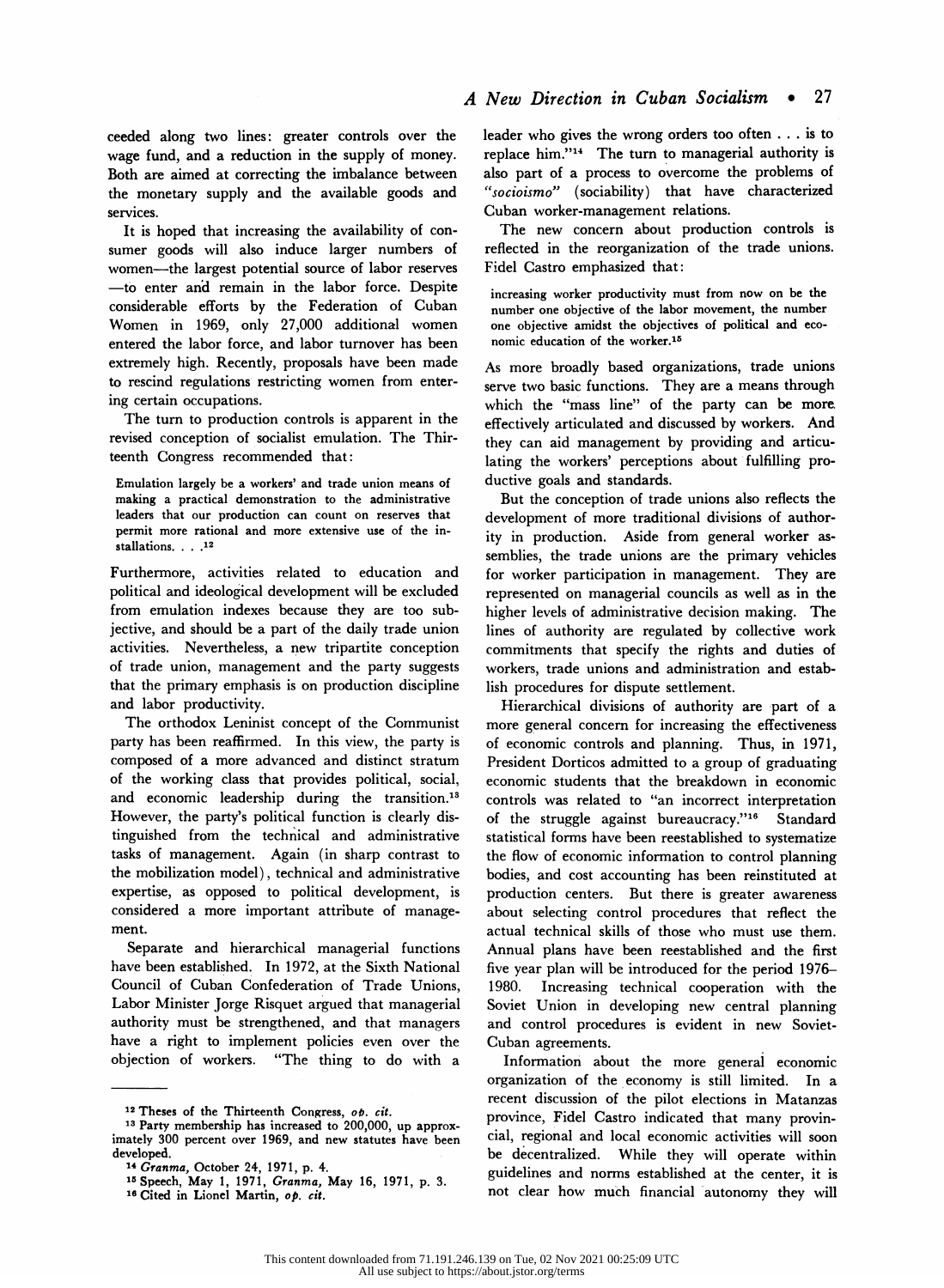ceeded along two lines: greater controls over the wage fund, and a reduction in the supply of money. Both are aimed at correcting the imbalance between the monetary supply and the available goods and services.

It is hoped that increasing the availability of consumer goods will also induce larger numbers of women—the largest potential source of labor reserves—to enter and remain in the labor force. Despite considerable efforts by the Federation of Cuban Women in 1969, only 27,000 additional women entered the labor force, and labor turnover has been extremely high. Recently, proposals have been made to rescind regulations restricting women from entering certain occupations.

The turn to production controls is apparent in the revised conception of socialist emulation. The Thirteenth Congress recommended that:

> Emulation largely be a workers' and trade union means of making a practical demonstration to the administrative leaders that our production can count on reserves that permit more rational and more extensive use of the installations. . . .[12]

Furthermore, activities related to education and political and ideological development will be excluded from emulation indexes because they are too subjective, and should be a part of the daily trade union activities. Nevertheless, a new tripartite conception of trade union, management and the party suggests that the primary emphasis is on production discipline and labor productivity.

The orthodox Leninist concept of the Communist party has been reaffirmed. In this view, the party is composed of a more advanced and distinct stratum of the working class that provides political, social, and economic leadership during the transition.[13] However, the party's political function is clearly distinguished from the technical and administrative tasks of management. Again (in sharp contrast to the mobilization model), technical and administrative expertise, as opposed to political development, is considered a more important attribute of management.

Separate and hierarchical managerial functions have been established. In 1972, at the Sixth National Council of Cuban Confederation of Trade Unions, Labor Minister Jorge Risquet argued that managerial authority must be strengthened, and that managers have a right to implement policies even over the objection of workers. "The thing to do with a leader who gives the wrong orders too often . . . is to replace him."[14] The turn to managerial authority is also part of a process to overcome the problems of *"socioismo"* (sociability) that have characterized Cuban worker-management relations.

The new concern about production controls is reflected in the reorganization of the trade unions. Fidel Castro emphasized that:

> increasing worker productivity must from now on be the number one objective of the labor movement, the number one objective amidst the objectives of political and economic education of the worker.[15]

As more broadly based organizations, trade unions serve two basic functions. They are a means through which the "mass line" of the party can be more effectively articulated and discussed by workers. And they can aid management by providing and articulating the workers' perceptions about fulfilling productive goals and standards.

But the conception of trade unions also reflects the development of more traditional divisions of authority in production. Aside from general worker assemblies, the trade unions are the primary vehicles for worker participation in management. They are represented on managerial councils as well as in the higher levels of administrative decision making. The lines of authority are regulated by collective work commitments that specify the rights and duties of workers, trade unions and administration and establish procedures for dispute settlement.

Hierarchical divisions of authority are part of a more general concern for increasing the effectiveness of economic controls and planning. Thus, in 1971, President Dorticos admitted to a group of graduating economic students that the breakdown in economic controls was related to "an incorrect interpretation of the struggle against bureaucracy."[16] Standard statistical forms have been reestablished to systematize the flow of economic information to control planning bodies, and cost accounting has been reinstituted at production centers. But there is greater awareness about selecting control procedures that reflect the actual technical skills of those who must use them. Annual plans have been reestablished and the first five year plan will be introduced for the period 1976–1980. Increasing technical cooperation with the Soviet Union in developing new central planning and control procedures is evident in new Soviet-Cuban agreements.

Information about the more general economic organization of the economy is still limited. In a recent discussion of the pilot elections in Matanzas province, Fidel Castro indicated that many provincial, regional and local economic activities will soon be decentralized. While they will operate within guidelines and norms established at the center, it is not clear how much financial autonomy they will

---

[12] Theses of the Thirteenth Congress, *op. cit.*

[13] Party membership has increased to 200,000, up approximately 300 percent over 1969, and new statutes have been developed.

[14] *Granma,* October 24, 1971, p. 4.

[15] Speech, May 1, 1971, *Granma,* May 16, 1971, p. 3.

[16] Cited in Lionel Martin, *op. cit.*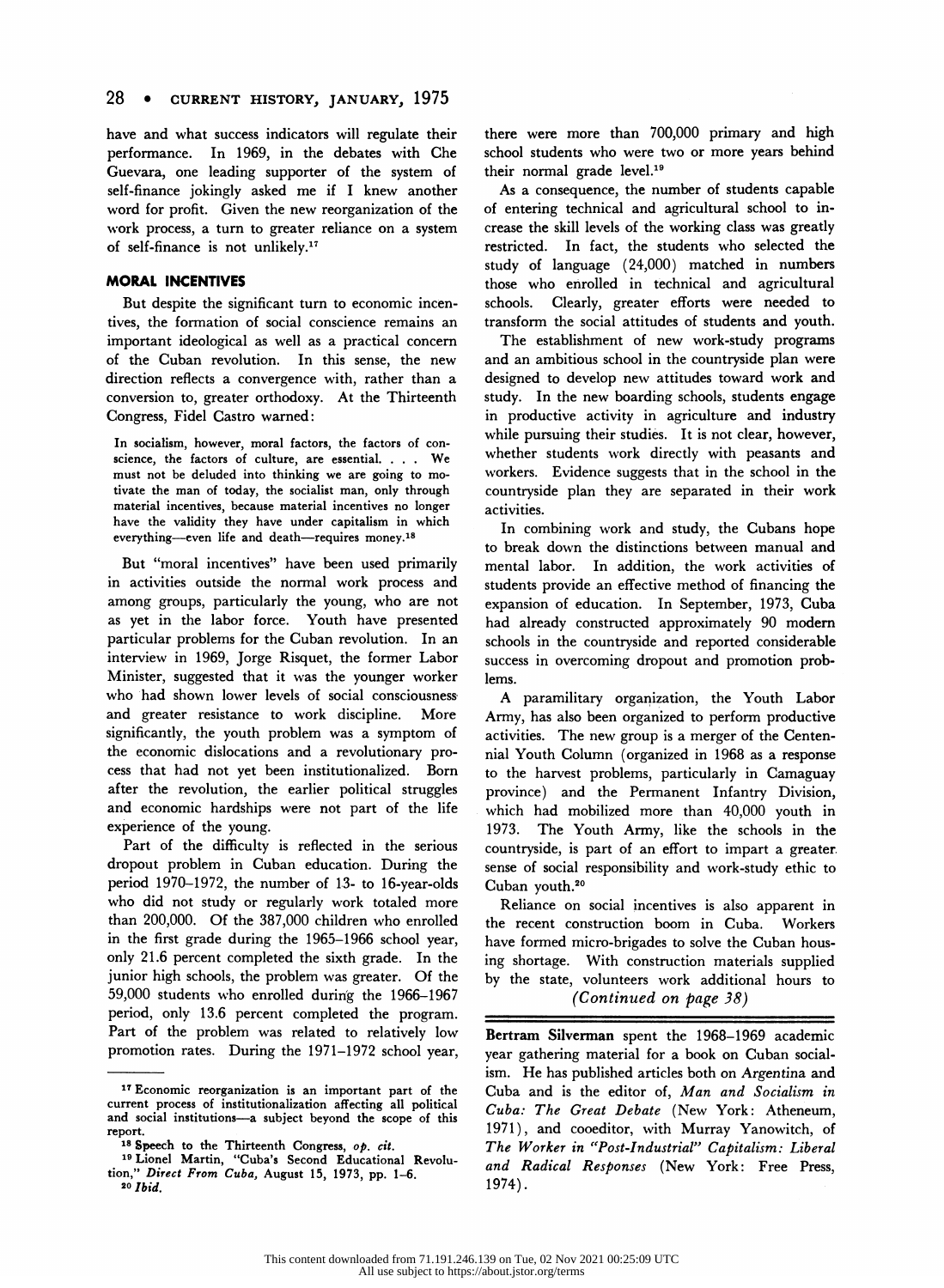have and what success indicators will regulate their performance. In 1969, in the debates with Che Guevara, one leading supporter of the system of self-finance jokingly asked me if I knew another word for profit. Given the new reorganization of the work process, a turn to greater reliance on a system of self-finance is not unlikely.[17]

## MORAL INCENTIVES

But despite the significant turn to economic incentives, the formation of social conscience remains an important ideological as well as a practical concern of the Cuban revolution. In this sense, the new direction reflects a convergence with, rather than a conversion to, greater orthodoxy. At the Thirteenth Congress, Fidel Castro warned:

> In socialism, however, moral factors, the factors of conscience, the factors of culture, are essential. . . . We must not be deluded into thinking we are going to motivate the man of today, the socialist man, only through material incentives, because material incentives no longer have the validity they have under capitalism in which everything—even life and death—requires money.[18]

But "moral incentives" have been used primarily in activities outside the normal work process and among groups, particularly the young, who are not as yet in the labor force. Youth have presented particular problems for the Cuban revolution. In an interview in 1969, Jorge Risquet, the former Labor Minister, suggested that it was the younger worker who had shown lower levels of social consciousness and greater resistance to work discipline. More significantly, the youth problem was a symptom of the economic dislocations and a revolutionary process that had not yet been institutionalized. Born after the revolution, the earlier political struggles and economic hardships were not part of the life experience of the young.

Part of the difficulty is reflected in the serious dropout problem in Cuban education. During the period 1970–1972, the number of 13- to 16-year-olds who did not study or regularly work totaled more than 200,000. Of the 387,000 children who enrolled in the first grade during the 1965–1966 school year, only 21.6 percent completed the sixth grade. In the junior high schools, the problem was greater. Of the 59,000 students who enrolled during the 1966–1967 period, only 13.6 percent completed the program. Part of the problem was related to relatively low promotion rates. During the 1971–1972 school year, there were more than 700,000 primary and high school students who were two or more years behind their normal grade level.[19]

As a consequence, the number of students capable of entering technical and agricultural school to increase the skill levels of the working class was greatly restricted. In fact, the students who selected the study of language (24,000) matched in numbers those who enrolled in technical and agricultural schools. Clearly, greater efforts were needed to transform the social attitudes of students and youth.

The establishment of new work-study programs and an ambitious school in the countryside plan were designed to develop new attitudes toward work and study. In the new boarding schools, students engage in productive activity in agriculture and industry while pursuing their studies. It is not clear, however, whether students work directly with peasants and workers. Evidence suggests that in the school in the countryside plan they are separated in their work activities.

In combining work and study, the Cubans hope to break down the distinctions between manual and mental labor. In addition, the work activities of students provide an effective method of financing the expansion of education. In September, 1973, Cuba had already constructed approximately 90 modern schools in the countryside and reported considerable success in overcoming dropout and promotion problems.

A paramilitary organization, the Youth Labor Army, has also been organized to perform productive activities. The new group is a merger of the Centennial Youth Column (organized in 1968 as a response to the harvest problems, particularly in Camaguay province) and the Permanent Infantry Division, which had mobilized more than 40,000 youth in 1973. The Youth Army, like the schools in the countryside, is part of an effort to impart a greater sense of social responsibility and work-study ethic to Cuban youth.[20]

Reliance on social incentives is also apparent in the recent construction boom in Cuba. Workers have formed micro-brigades to solve the Cuban housing shortage. With construction materials supplied by the state, volunteers work additional hours to

*(Continued on page 38)*

---

**Bertram Silverman** spent the 1968–1969 academic year gathering material for a book on Cuban socialism. He has published articles both on Argentina and Cuba and is the editor of, *Man and Socialism in Cuba: The Great Debate* (New York: Atheneum, 1971), and cooeditor, with Murray Yanowitch, of *The Worker in "Post-Industrial" Capitalism: Liberal and Radical Responses* (New York: Free Press, 1974).

---

[17] Economic reorganization is an important part of the current process of institutionalization affecting all political and social institutions—a subject beyond the scope of this report.

[18] Speech to the Thirteenth Congress, *op. cit.*

[19] Lionel Martin, "Cuba's Second Educational Revolution," *Direct From Cuba,* August 15, 1973, pp. 1–6.

[20] *Ibid.*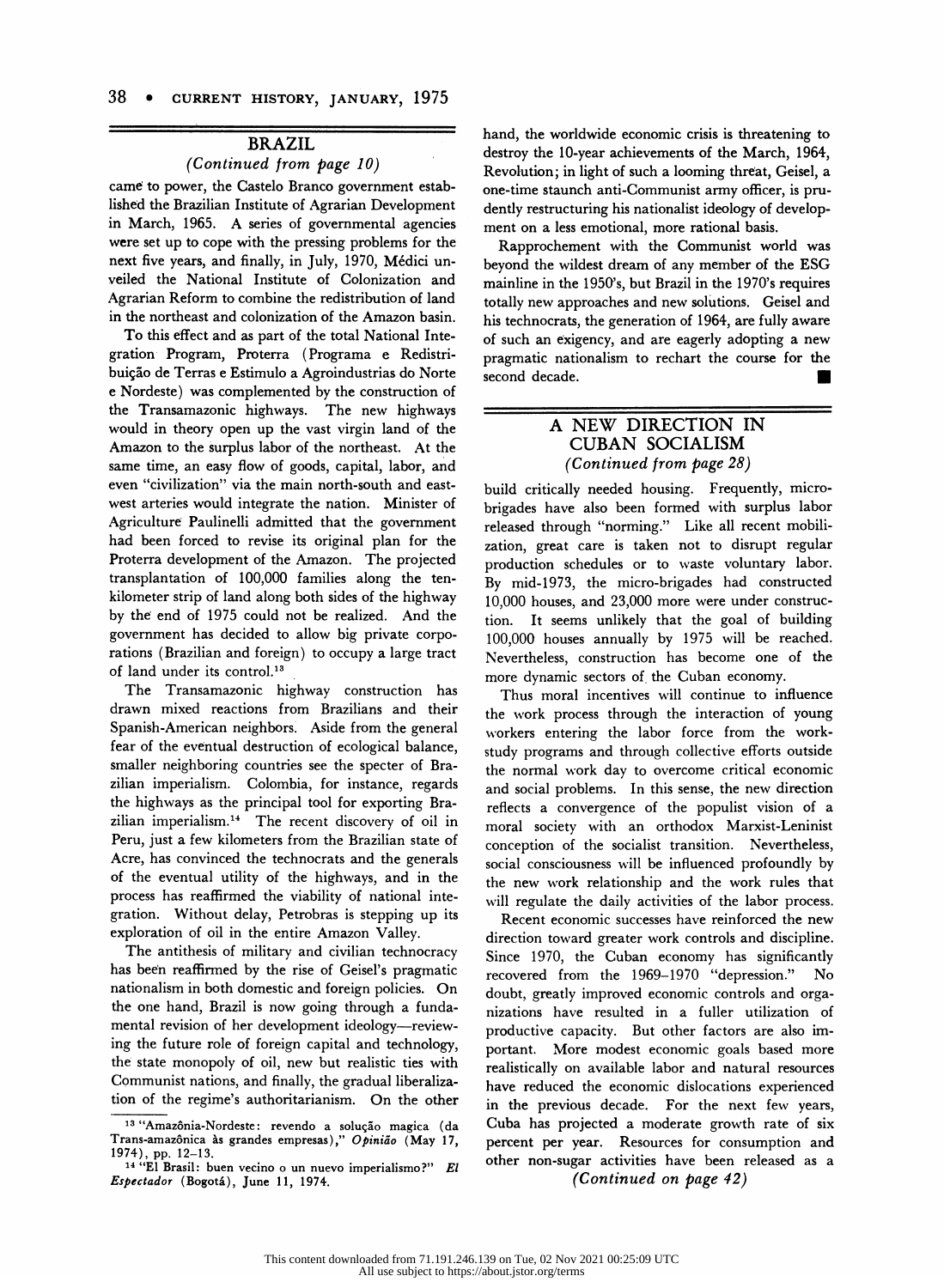## BRAZIL

*(Continued from page 10)*

came to power, the Castelo Branco government established the Brazilian Institute of Agrarian Development in March, 1965. A series of governmental agencies were set up to cope with the pressing problems for the next five years, and finally, in July, 1970, Médici unveiled the National Institute of Colonization and Agrarian Reform to combine the redistribution of land in the northeast and colonization of the Amazon basin.

To this effect and as part of the total National Integration Program, Proterra (Programa e Redistribuição de Terras e Estimulo a Agroindustrias do Norte e Nordeste) was complemented by the construction of the Transamazonic highways. The new highways would in theory open up the vast virgin land of the Amazon to the surplus labor of the northeast. At the same time, an easy flow of goods, capital, labor, and even "civilization" via the main north-south and east-west arteries would integrate the nation. Minister of Agriculture Paulinelli admitted that the government had been forced to revise its original plan for the Proterra development of the Amazon. The projected transplantation of 100,000 families along the ten-kilometer strip of land along both sides of the highway by the end of 1975 could not be realized. And the government has decided to allow big private corporations (Brazilian and foreign) to occupy a large tract of land under its control.[13]

The Transamazonic highway construction has drawn mixed reactions from Brazilians and their Spanish-American neighbors. Aside from the general fear of the eventual destruction of ecological balance, smaller neighboring countries see the specter of Brazilian imperialism. Colombia, for instance, regards the highways as the principal tool for exporting Brazilian imperialism.[14] The recent discovery of oil in Peru, just a few kilometers from the Brazilian state of Acre, has convinced the technocrats and the generals of the eventual utility of the highways, and in the process has reaffirmed the viability of national integration. Without delay, Petrobras is stepping up its exploration of oil in the entire Amazon Valley.

The antithesis of military and civilian technocracy has been reaffirmed by the rise of Geisel's pragmatic nationalism in both domestic and foreign policies. On the one hand, Brazil is now going through a fundamental revision of her development ideology—reviewing the future role of foreign capital and technology, the state monopoly of oil, new but realistic ties with Communist nations, and finally, the gradual liberalization of the regime's authoritarianism. On the other hand, the worldwide economic crisis is threatening to destroy the 10-year achievements of the March, 1964, Revolution; in light of such a looming threat, Geisel, a one-time staunch anti-Communist army officer, is prudently restructuring his nationalist ideology of development on a less emotional, more rational basis.

Rapprochement with the Communist world was beyond the wildest dream of any member of the ESG mainline in the 1950's, but Brazil in the 1970's requires totally new approaches and new solutions. Geisel and his technocrats, the generation of 1964, are fully aware of such an exigency, and are eagerly adopting a new pragmatic nationalism to rechart the course for the second decade. ■

[13] "Amazônia-Nordeste: revendo a solução magica (da Trans-amazônica às grandes empresas)," *Opinião* (May 17, 1974), pp. 12–13.

[14] "El Brasil: buen vecino o un nuevo imperialismo?" *El Espectador* (Bogotá), June 11, 1974.

## A NEW DIRECTION IN CUBAN SOCIALISM

*(Continued from page 28)*

build critically needed housing. Frequently, micro-brigades have also been formed with surplus labor released through "norming." Like all recent mobilization, great care is taken not to disrupt regular production schedules or to waste voluntary labor. By mid-1973, the micro-brigades had constructed 10,000 houses, and 23,000 more were under construction. It seems unlikely that the goal of building 100,000 houses annually by 1975 will be reached. Nevertheless, construction has become one of the more dynamic sectors of the Cuban economy.

Thus moral incentives will continue to influence the work process through the interaction of young workers entering the labor force from the work-study programs and through collective efforts outside the normal work day to overcome critical economic and social problems. In this sense, the new direction reflects a convergence of the populist vision of a moral society with an orthodox Marxist-Leninist conception of the socialist transition. Nevertheless, social consciousness will be influenced profoundly by the new work relationship and the work rules that will regulate the daily activities of the labor process.

Recent economic successes have reinforced the new direction toward greater work controls and discipline. Since 1970, the Cuban economy has significantly recovered from the 1969–1970 "depression." No doubt, greatly improved economic controls and organizations have resulted in a fuller utilization of productive capacity. But other factors are also important. More modest economic goals based more realistically on available labor and natural resources have reduced the economic dislocations experienced in the previous decade. For the next few years, Cuba has projected a moderate growth rate of six percent per year. Resources for consumption and other non-sugar activities have been released as a

*(Continued on page 42)*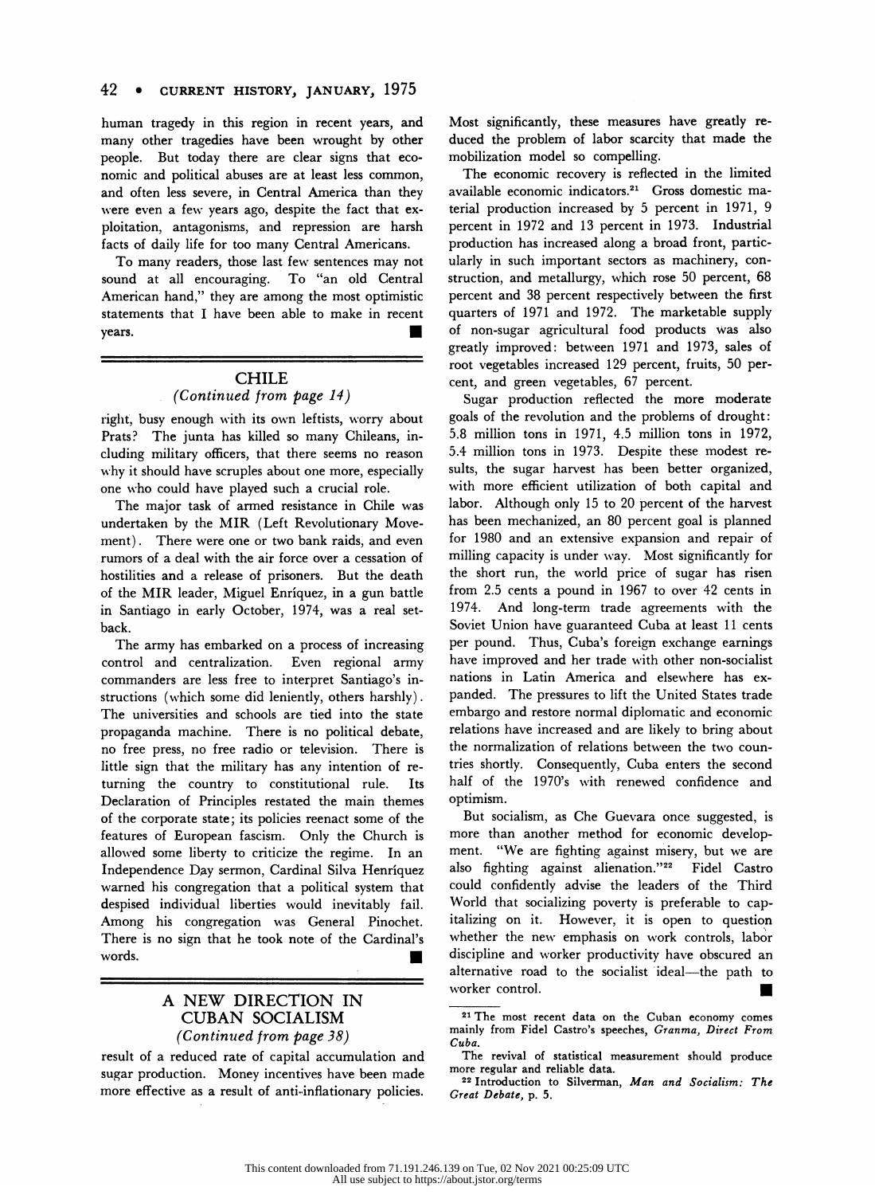human tragedy in this region in recent years, and many other tragedies have been wrought by other people. But today there are clear signs that economic and political abuses are at least less common, and often less severe, in Central America than they were even a few years ago, despite the fact that exploitation, antagonisms, and repression are harsh facts of daily life for too many Central Americans.

To many readers, those last few sentences may not sound at all encouraging. To "an old Central American hand," they are among the most optimistic statements that I have been able to make in recent years. ■

## CHILE

*(Continued from page 14)*

right, busy enough with its own leftists, worry about Prats? The junta has killed so many Chileans, including military officers, that there seems no reason why it should have scruples about one more, especially one who could have played such a crucial role.

The major task of armed resistance in Chile was undertaken by the MIR (Left Revolutionary Movement). There were one or two bank raids, and even rumors of a deal with the air force over a cessation of hostilities and a release of prisoners. But the death of the MIR leader, Miguel Enríquez, in a gun battle in Santiago in early October, 1974, was a real setback.

The army has embarked on a process of increasing control and centralization. Even regional army commanders are less free to interpret Santiago's instructions (which some did leniently, others harshly). The universities and schools are tied into the state propaganda machine. There is no political debate, no free press, no free radio or television. There is little sign that the military has any intention of returning the country to constitutional rule. Its Declaration of Principles restated the main themes of the corporate state; its policies reenact some of the features of European fascism. Only the Church is allowed some liberty to criticize the regime. In an Independence Day sermon, Cardinal Silva Henríquez warned his congregation that a political system that despised individual liberties would inevitably fail. Among his congregation was General Pinochet. There is no sign that he took note of the Cardinal's words. ■

## A NEW DIRECTION IN CUBAN SOCIALISM

*(Continued from page 38)*

result of a reduced rate of capital accumulation and sugar production. Money incentives have been made more effective as a result of anti-inflationary policies. Most significantly, these measures have greatly reduced the problem of labor scarcity that made the mobilization model so compelling.

The economic recovery is reflected in the limited available economic indicators.[21] Gross domestic material production increased by 5 percent in 1971, 9 percent in 1972 and 13 percent in 1973. Industrial production has increased along a broad front, particularly in such important sectors as machinery, construction, and metallurgy, which rose 50 percent, 68 percent and 38 percent respectively between the first quarters of 1971 and 1972. The marketable supply of non-sugar agricultural food products was also greatly improved: between 1971 and 1973, sales of root vegetables increased 129 percent, fruits, 50 percent, and green vegetables, 67 percent.

Sugar production reflected the more moderate goals of the revolution and the problems of drought: 5.8 million tons in 1971, 4.5 million tons in 1972, 5.4 million tons in 1973. Despite these modest results, the sugar harvest has been better organized, with more efficient utilization of both capital and labor. Although only 15 to 20 percent of the harvest has been mechanized, an 80 percent goal is planned for 1980 and an extensive expansion and repair of milling capacity is under way. Most significantly for the short run, the world price of sugar has risen from 2.5 cents a pound in 1967 to over 42 cents in 1974. And long-term trade agreements with the Soviet Union have guaranteed Cuba at least 11 cents per pound. Thus, Cuba's foreign exchange earnings have improved and her trade with other non-socialist nations in Latin America and elsewhere has expanded. The pressures to lift the United States trade embargo and restore normal diplomatic and economic relations have increased and are likely to bring about the normalization of relations between the two countries shortly. Consequently, Cuba enters the second half of the 1970's with renewed confidence and optimism.

But socialism, as Che Guevara once suggested, is more than another method for economic development. "We are fighting against misery, but we are also fighting against alienation."[22] Fidel Castro could confidently advise the leaders of the Third World that socializing poverty is preferable to capitalizing on it. However, it is open to question whether the new emphasis on work controls, labor discipline and worker productivity have obscured an alternative road to the socialist ideal—the path to worker control. ■

---

[21] The most recent data on the Cuban economy comes mainly from Fidel Castro's speeches, *Granma, Direct From Cuba.*

The revival of statistical measurement should produce more regular and reliable data.

[22] Introduction to Silverman, *Man and Socialism: The Great Debate,* p. 5.